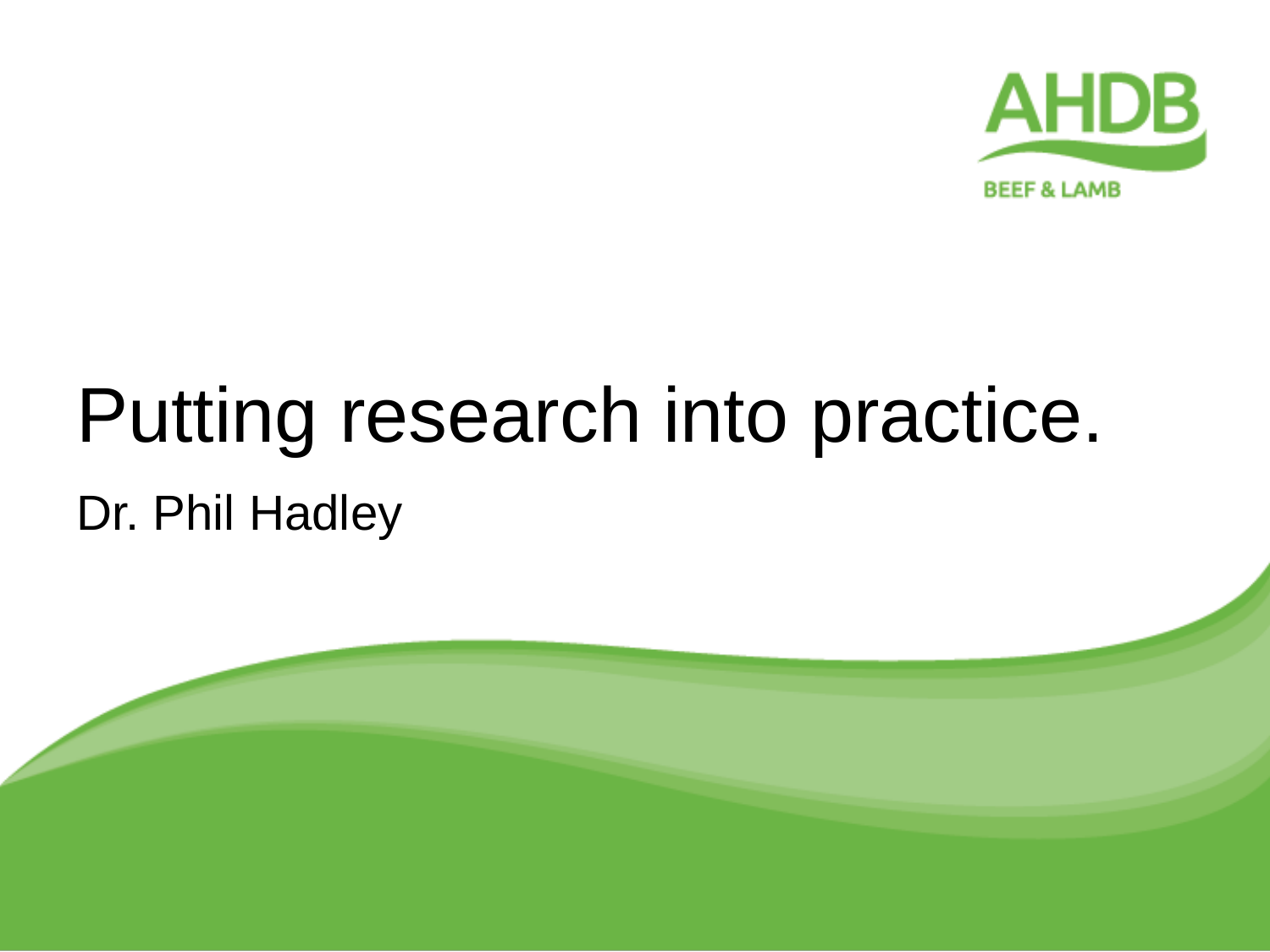AHDB

BEEF & LAMB

# Putting research into practice.

Dr. Phil Hadley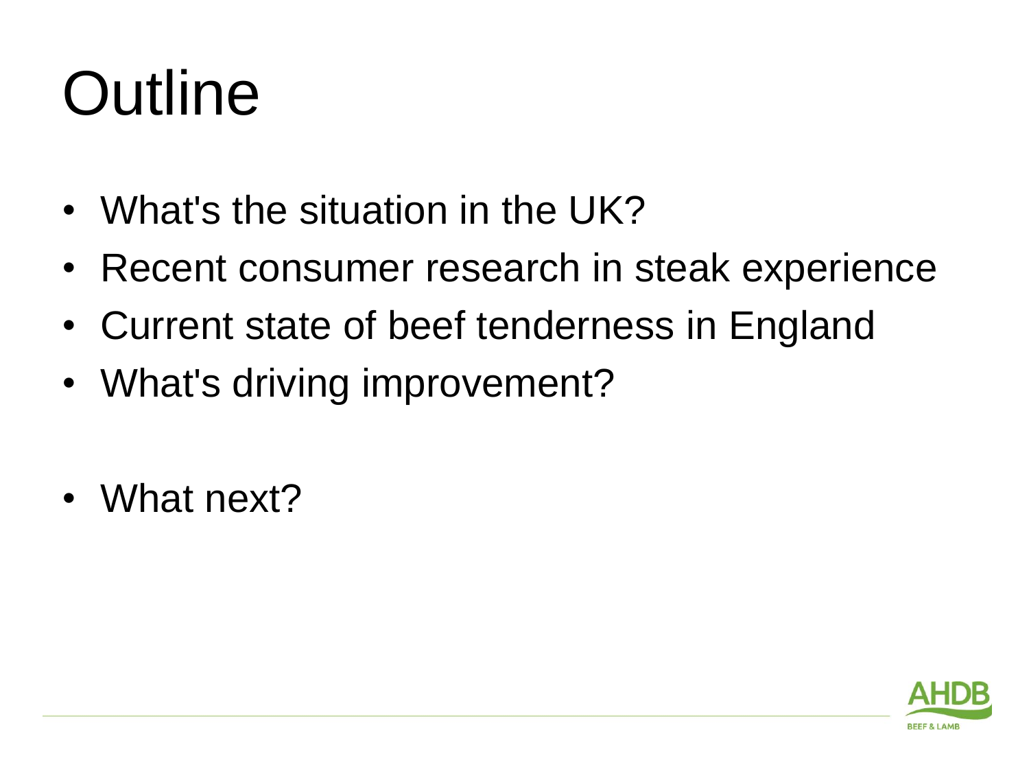# Outline

- What's the situation in the UK?
- Recent consumer research in steak experience
- Current state of beef tenderness in England
- What's driving improvement?
- What next?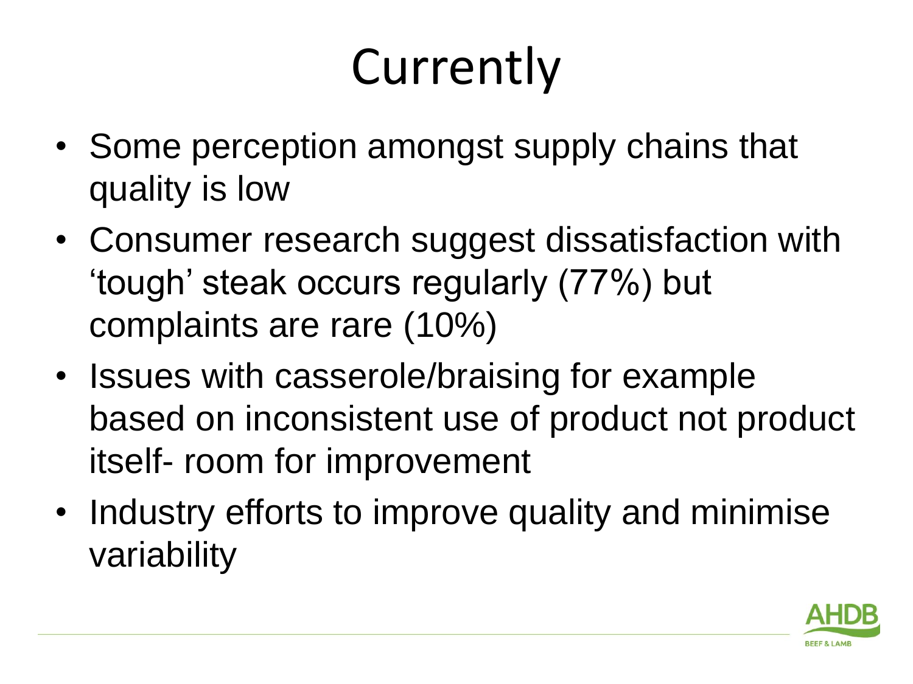# Currently

- Some perception amongst supply chains that quality is low
- Consumer research suggest dissatisfaction with 'tough' steak occurs regularly (77%) but complaints are rare (10%)
- Issues with casserole/braising for example based on inconsistent use of product not product itself- room for improvement
- Industry efforts to improve quality and minimise variability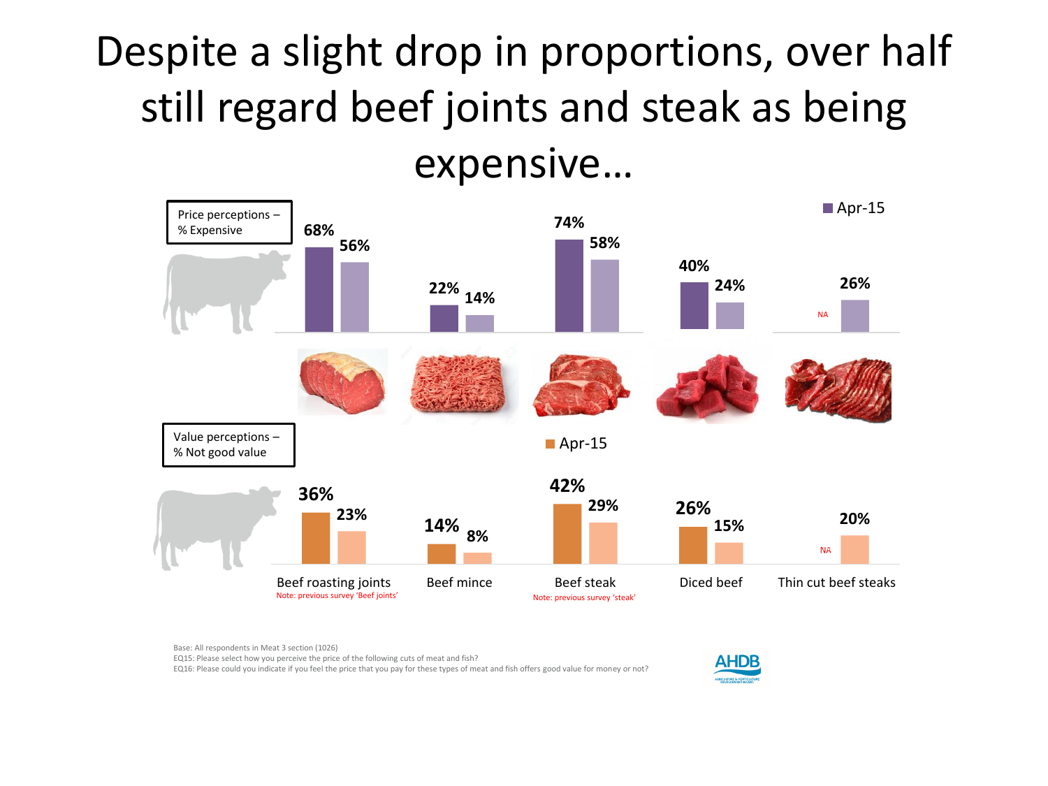# Despite a slight drop in proportions, over half still regard beef joints and steak as being expensive…

**Price perceptions – % Expensive**

| | Previous survey | Apr-15 |
|---|---|---|
| Beef roasting joints | 68% | 56% |
| Beef mince | 22% | 14% |
| Beef steak | 74% | 58% |
| Diced beef | 40% | 24% |
| Thin cut beef steaks | NA | 26% |

**Value perceptions – % Not good value**

| | Previous survey | Apr-15 |
|---|---|---|
| Beef roasting joints | 36% | 23% |
| Beef mince | 14% | 8% |
| Beef steak | 42% | 29% |
| Diced beef | 26% | 15% |
| Thin cut beef steaks | NA | 20% |

Beef roasting joints – Note: previous survey 'Beef joints'

Beef steak – Note: previous survey 'steak'

Base: All respondents in Meat 3 section (1026)

EQ15: Please select how you perceive the price of the following cuts of meat and fish?

EQ16: Please could you indicate if you feel the price that you pay for these types of meat and fish offers good value for money or not?

AHDB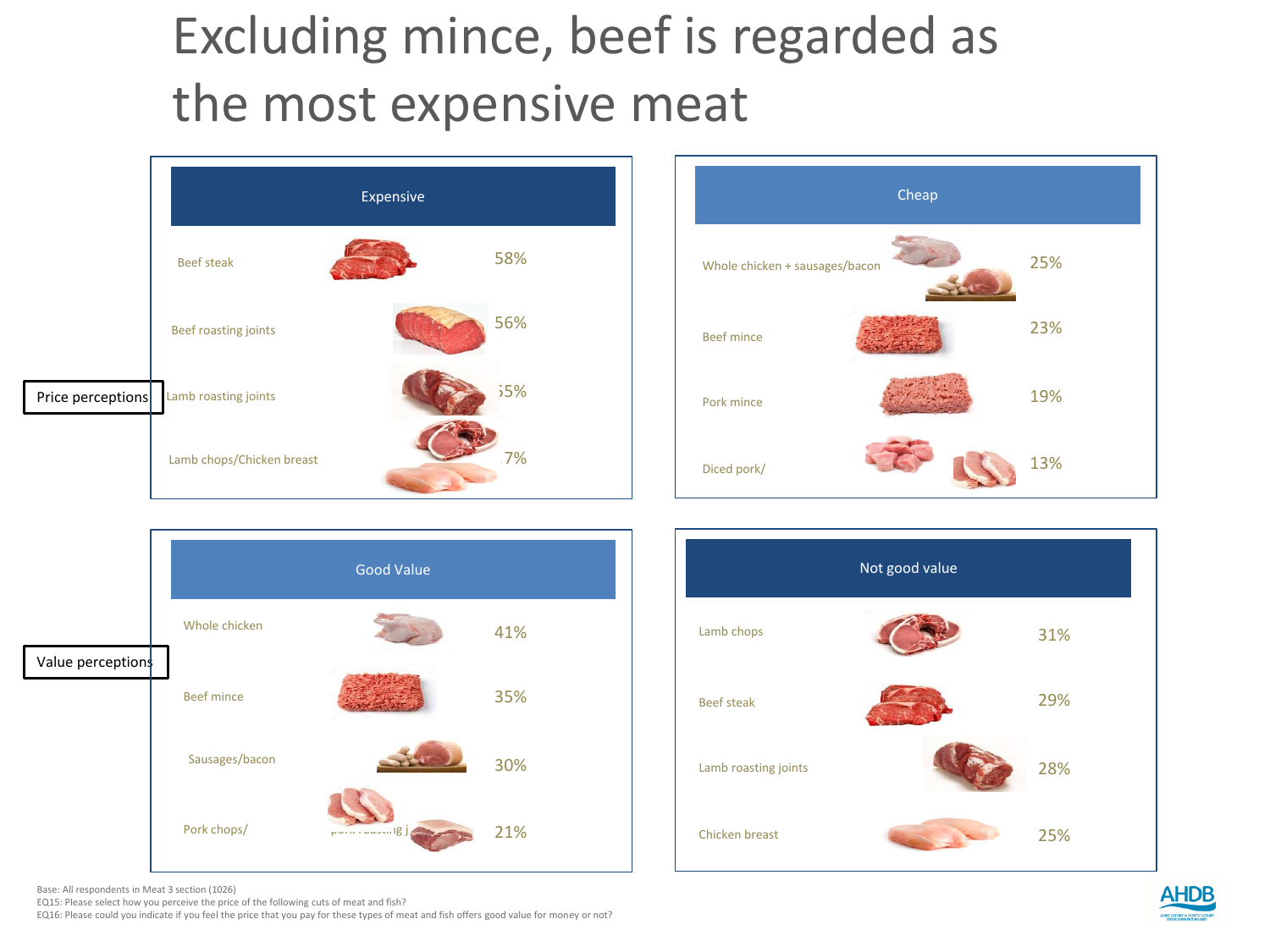# Excluding mince, beef is regarded as the most expensive meat

**Price perceptions**

| Expensive | |
|---|---|
| Beef steak | 58% |
| Beef roasting joints | 56% |
| Lamb roasting joints | 55% |
| Lamb chops/Chicken breast | 7% |

| Cheap | |
|---|---|
| Whole chicken + sausages/bacon | 25% |
| Beef mince | 23% |
| Pork mince | 19% |
| Diced pork/ | 13% |

**Value perceptions**

| Good Value | |
|---|---|
| Whole chicken | 41% |
| Beef mince | 35% |
| Sausages/bacon | 30% |
| Pork chops/ | 21% |

| Not good value | |
|---|---|
| Lamb chops | 31% |
| Beef steak | 29% |
| Lamb roasting joints | 28% |
| Chicken breast | 25% |

Base: All respondents in Meat 3 section (1026)
EQ15: Please select how you perceive the price of the following cuts of meat and fish?
EQ16: Please could you indicate if you feel the price that you pay for these types of meat and fish offers good value for money or not?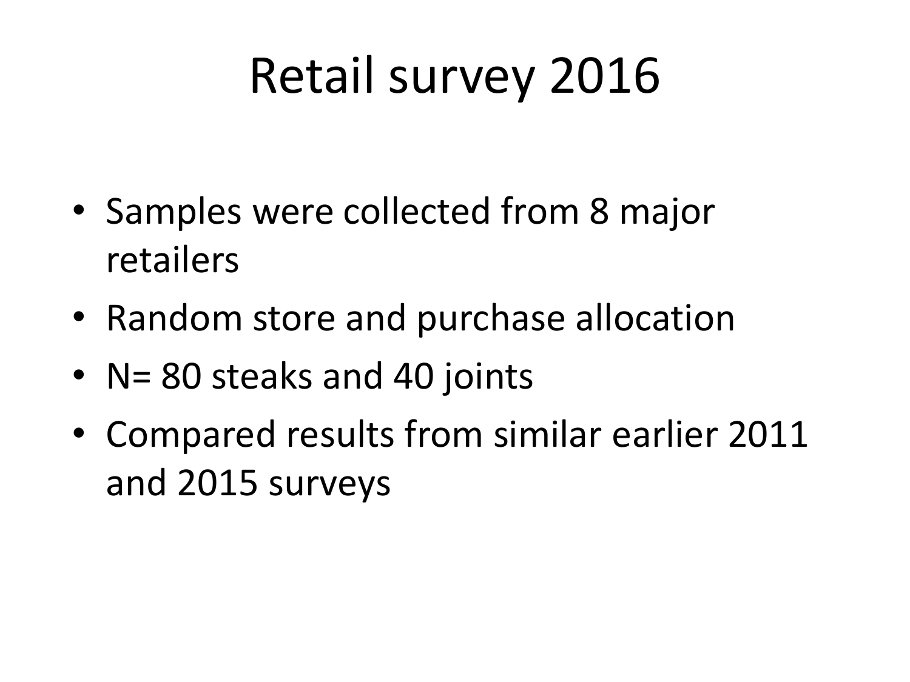# Retail survey 2016

- Samples were collected from 8 major retailers
- Random store and purchase allocation
- N= 80 steaks and 40 joints
- Compared results from similar earlier 2011 and 2015 surveys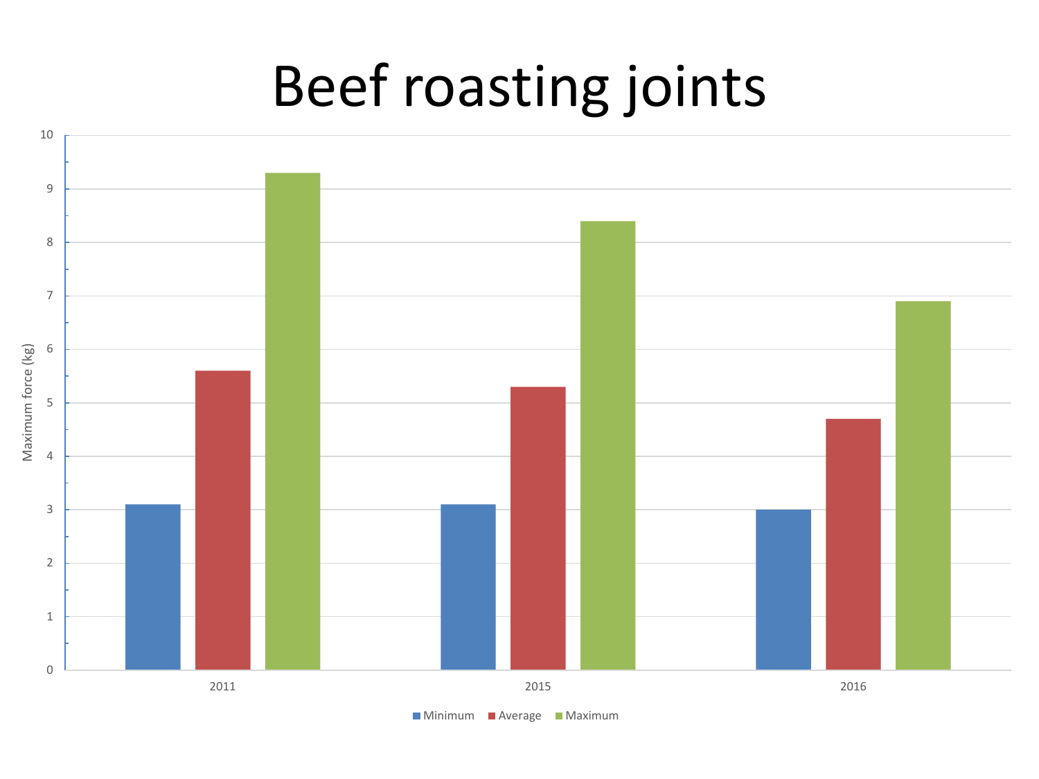# Beef roasting joints

| Year | Minimum | Average | Maximum |
|---|---|---|---|
| 2011 | 3.1 | 5.6 | 9.3 |
| 2015 | 3.1 | 5.3 | 8.4 |
| 2016 | 3.0 | 4.7 | 6.9 |

Maximum force (kg)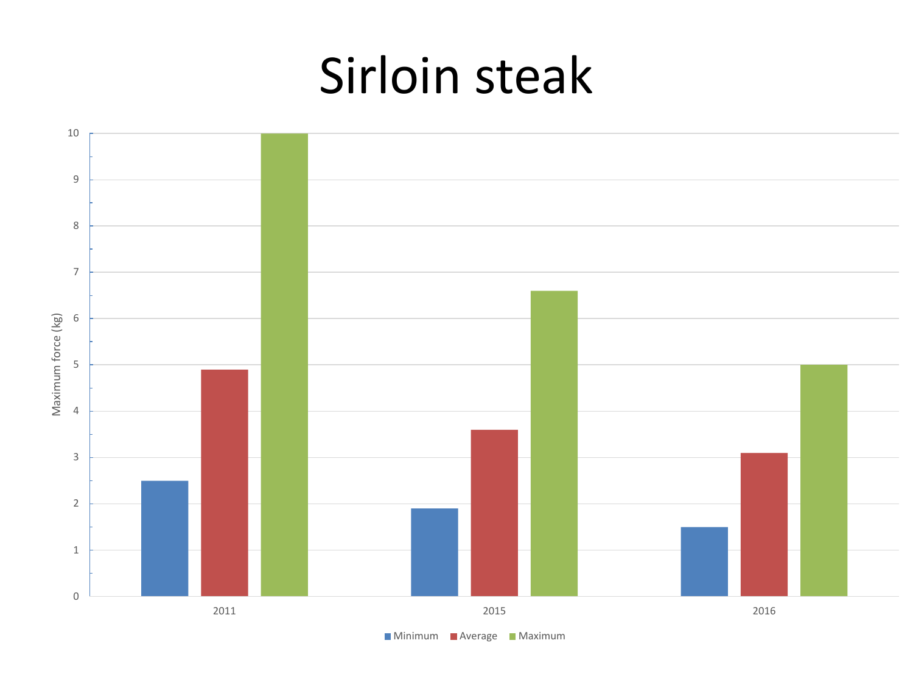# Sirloin steak

| Year | Minimum | Average | Maximum |
|---|---|---|---|
| 2011 | 2.5 | 4.9 | 10 |
| 2015 | 1.9 | 3.6 | 6.6 |
| 2016 | 1.5 | 3.1 | 5 |

Maximum force (kg)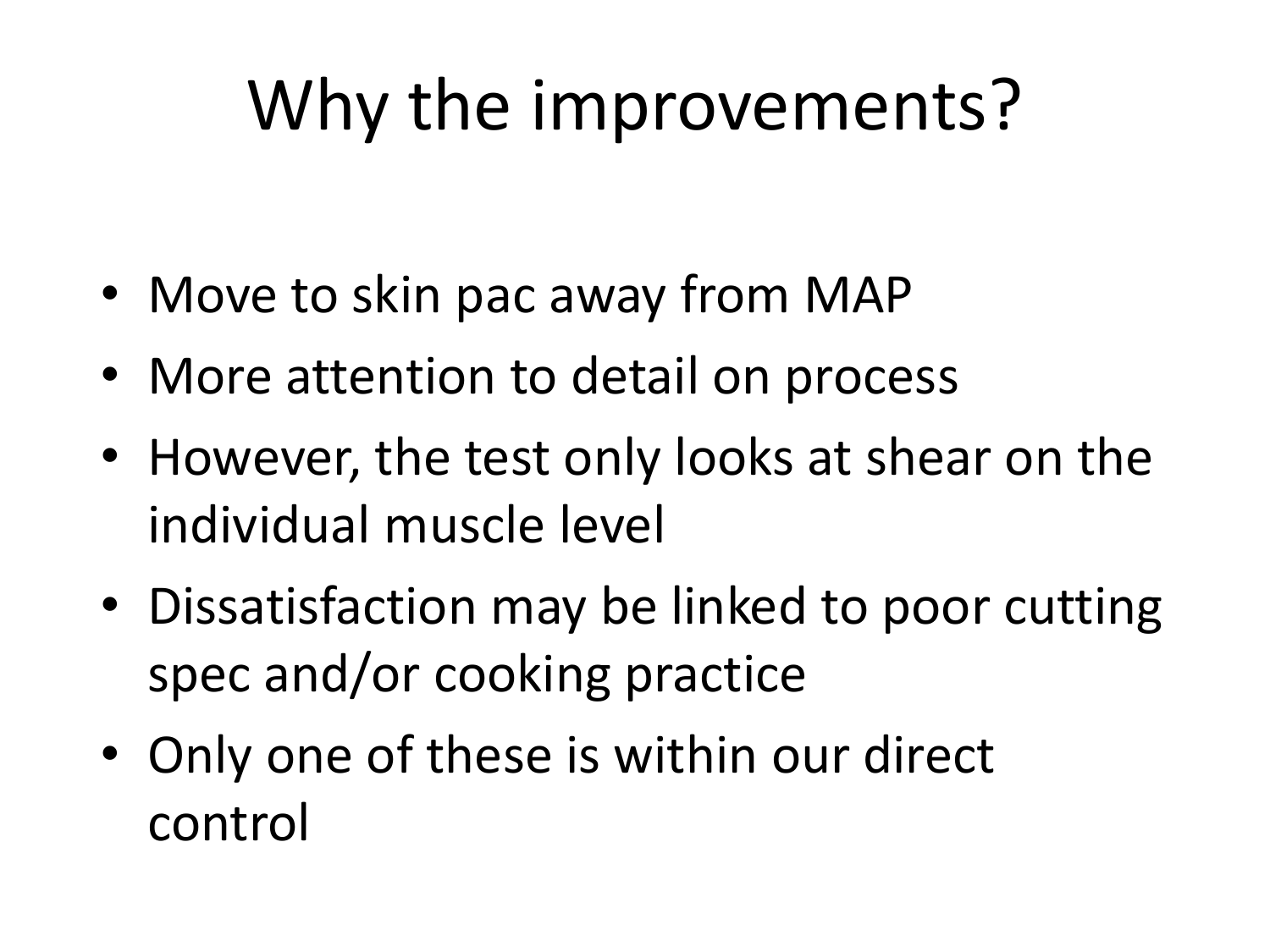# Why the improvements?

- Move to skin pac away from MAP
- More attention to detail on process
- However, the test only looks at shear on the individual muscle level
- Dissatisfaction may be linked to poor cutting spec and/or cooking practice
- Only one of these is within our direct control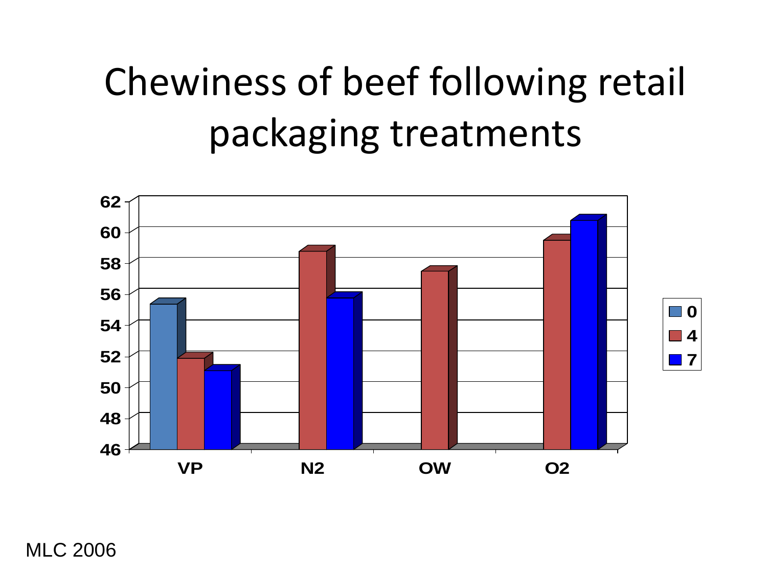# Chewiness of beef following retail packaging treatments

MLC 2006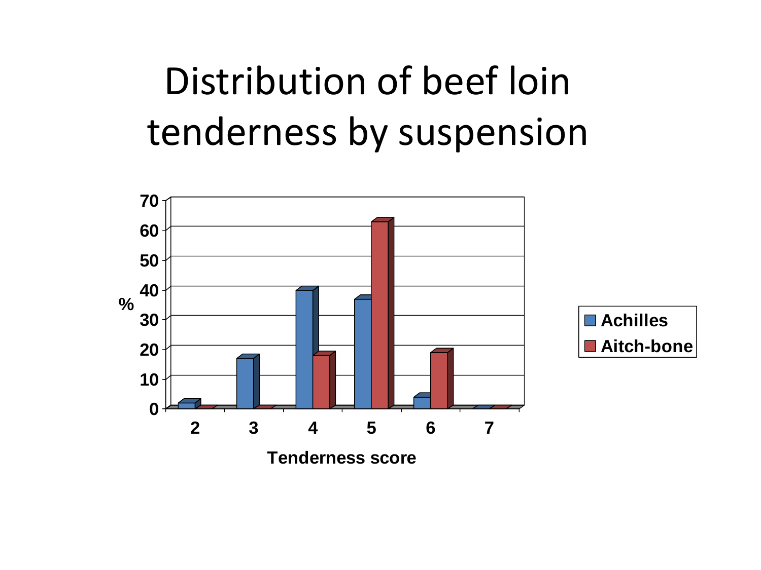# Distribution of beef loin tenderness by suspension

%

70
60
50
40
30
20
10
0

2 3 4 5 6 7

Tenderness score

Achilles
Aitch-bone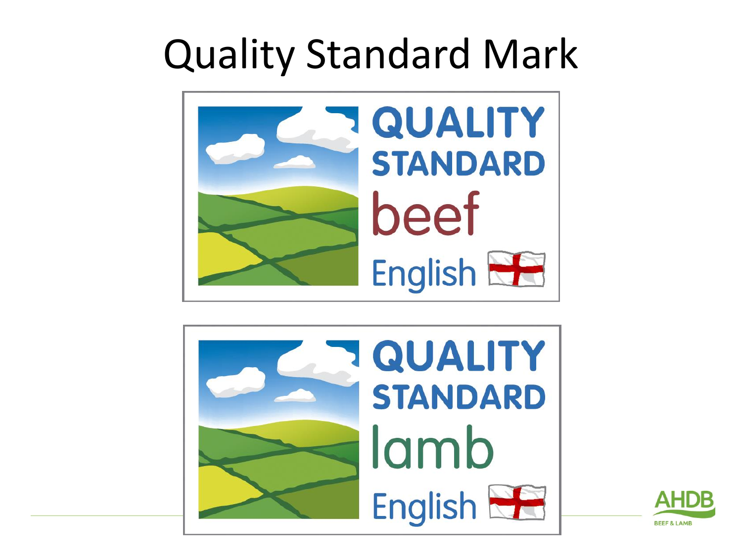# Quality Standard Mark

QUALITY STANDARD beef English

QUALITY STANDARD lamb English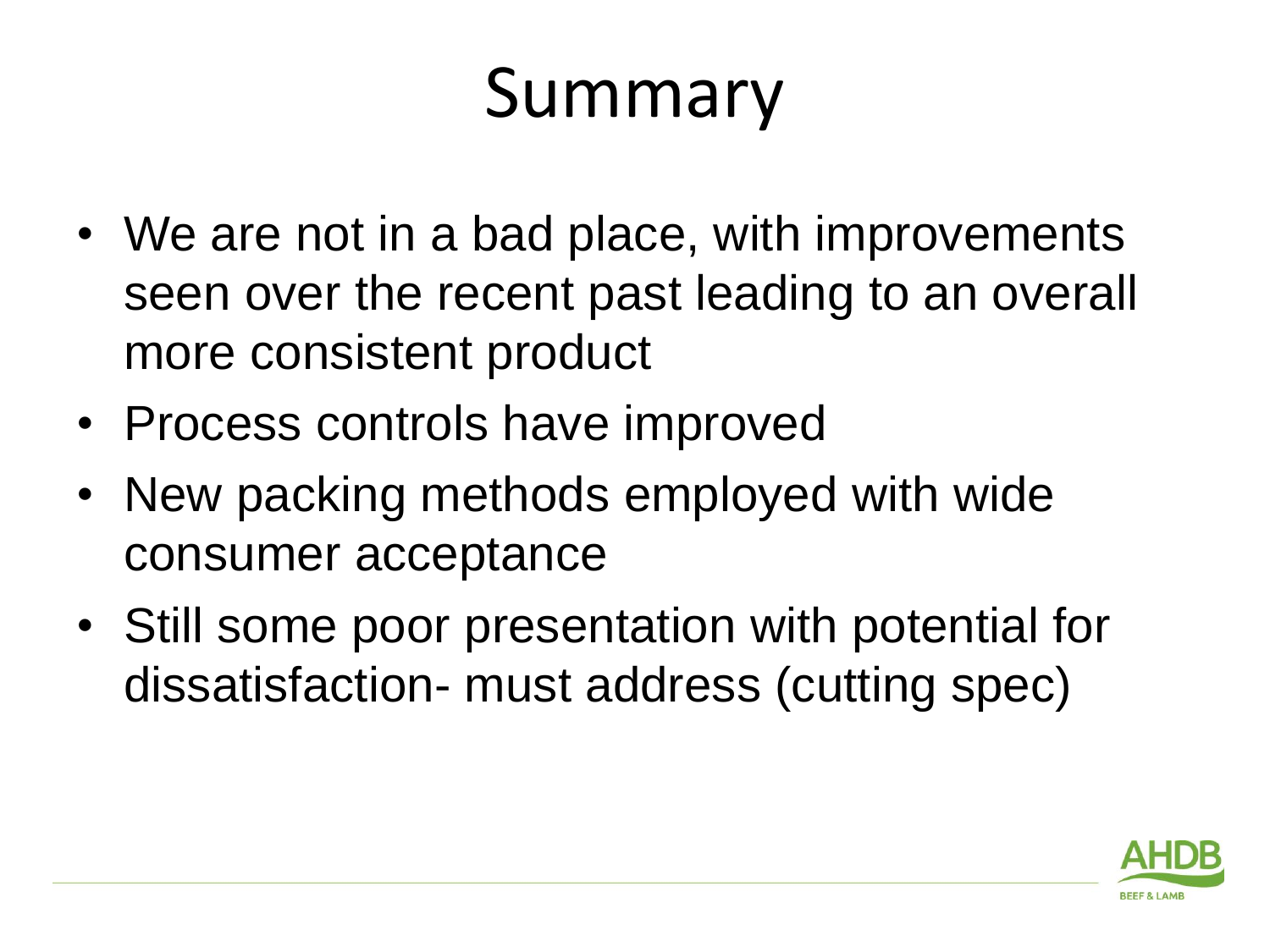# Summary

- We are not in a bad place, with improvements seen over the recent past leading to an overall more consistent product
- Process controls have improved
- New packing methods employed with wide consumer acceptance
- Still some poor presentation with potential for dissatisfaction- must address (cutting spec)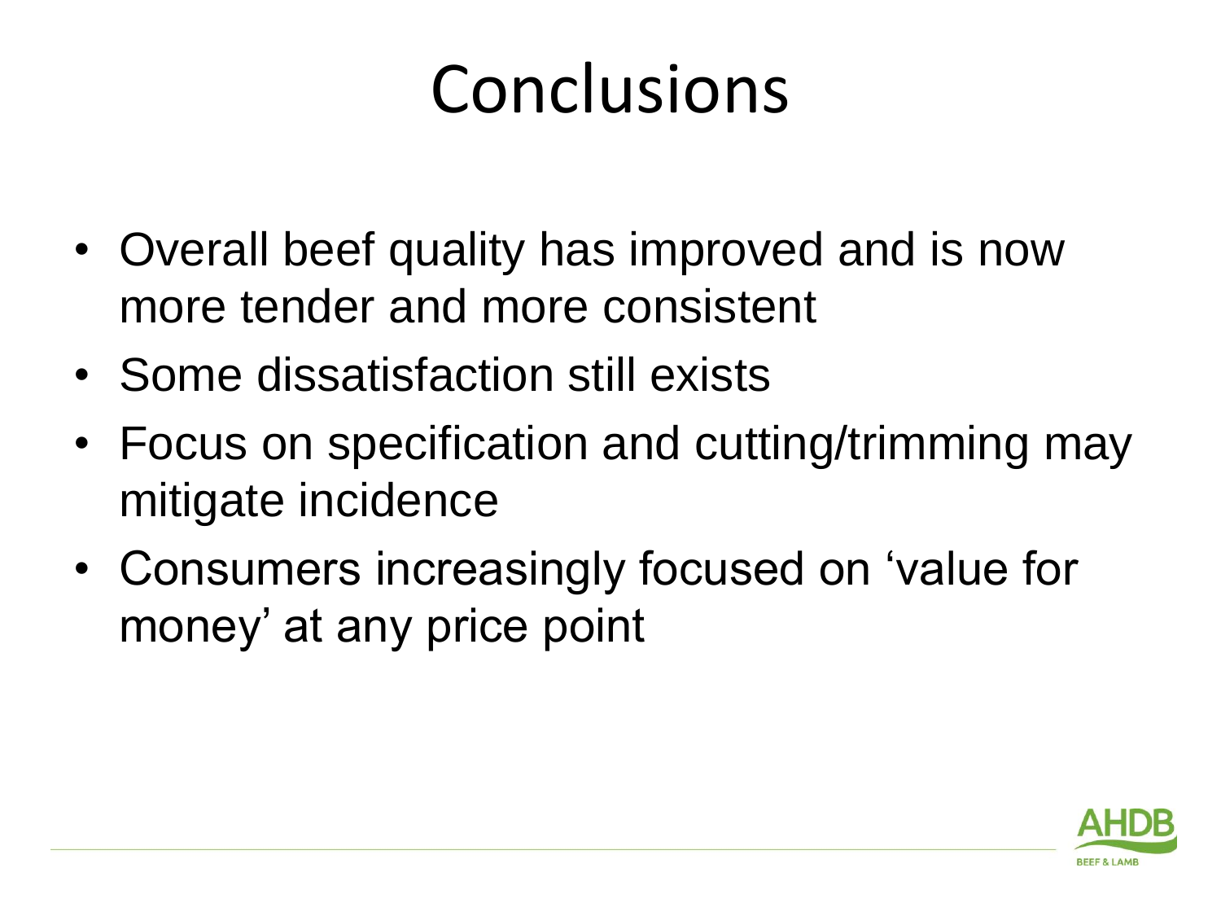# Conclusions

- Overall beef quality has improved and is now more tender and more consistent
- Some dissatisfaction still exists
- Focus on specification and cutting/trimming may mitigate incidence
- Consumers increasingly focused on 'value for money' at any price point